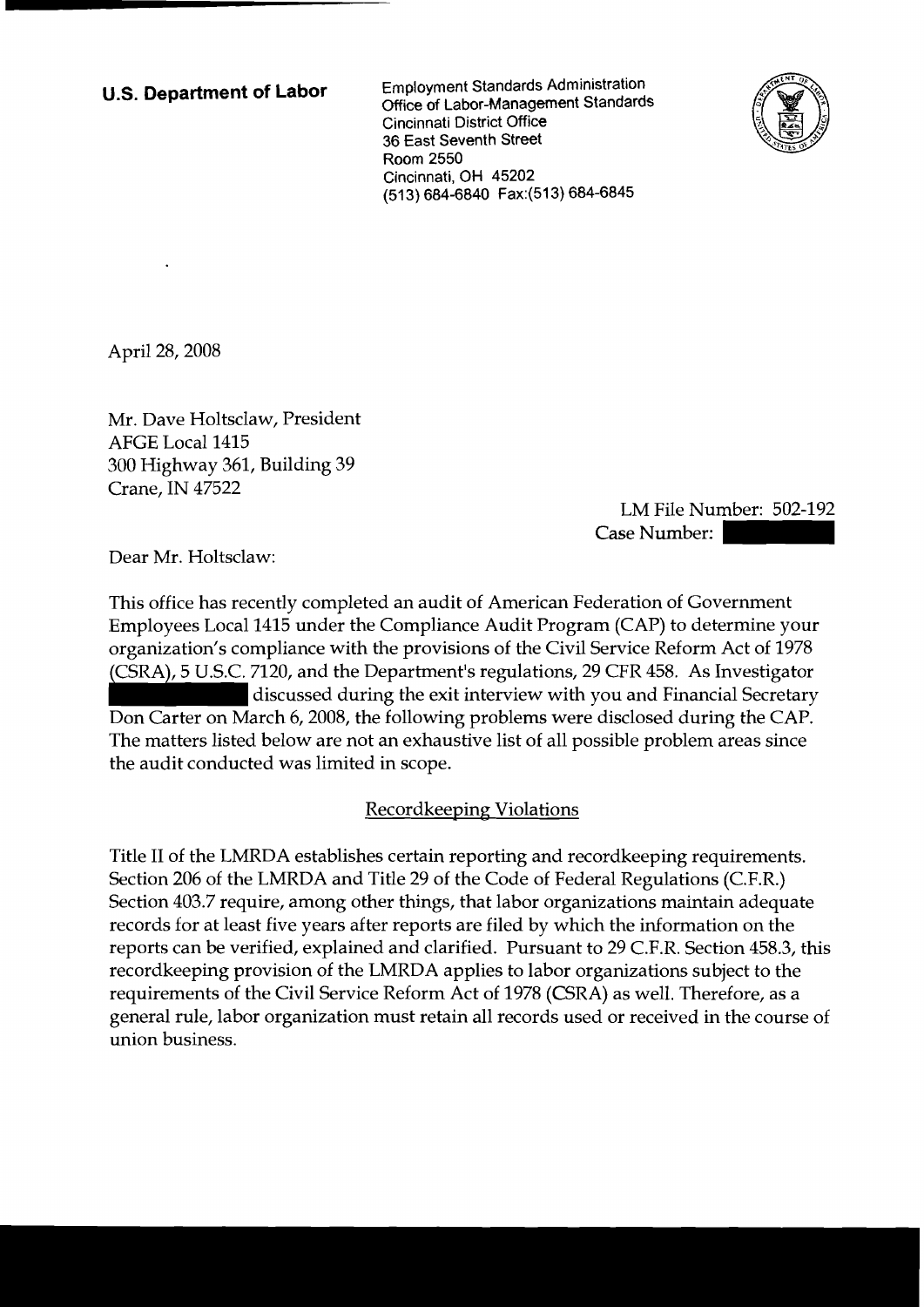**U.S. Department of Labor**

Employment Standards Administration
Office of Labor-Management Standards
Cincinnati District Office
36 East Seventh Street
Room 2550
Cincinnati, OH 45202
(513) 684-6840 Fax:(513) 684-6845

April 28, 2008

Mr. Dave Holtsclaw, President
AFGE Local 1415
300 Highway 361, Building 39
Crane, IN 47522

LM File Number: 502-192
Case Number: 

Dear Mr. Holtsclaw:

This office has recently completed an audit of American Federation of Government Employees Local 1415 under the Compliance Audit Program (CAP) to determine your organization's compliance with the provisions of the Civil Service Reform Act of 1978 (CSRA), 5 U.S.C. 7120, and the Department's regulations, 29 CFR 458. As Investigator  discussed during the exit interview with you and Financial Secretary Don Carter on March 6, 2008, the following problems were disclosed during the CAP. The matters listed below are not an exhaustive list of all possible problem areas since the audit conducted was limited in scope.

## Recordkeeping Violations

Title II of the LMRDA establishes certain reporting and recordkeeping requirements. Section 206 of the LMRDA and Title 29 of the Code of Federal Regulations (C.F.R.) Section 403.7 require, among other things, that labor organizations maintain adequate records for at least five years after reports are filed by which the information on the reports can be verified, explained and clarified. Pursuant to 29 C.F.R. Section 458.3, this recordkeeping provision of the LMRDA applies to labor organizations subject to the requirements of the Civil Service Reform Act of 1978 (CSRA) as well. Therefore, as a general rule, labor organization must retain all records used or received in the course of union business.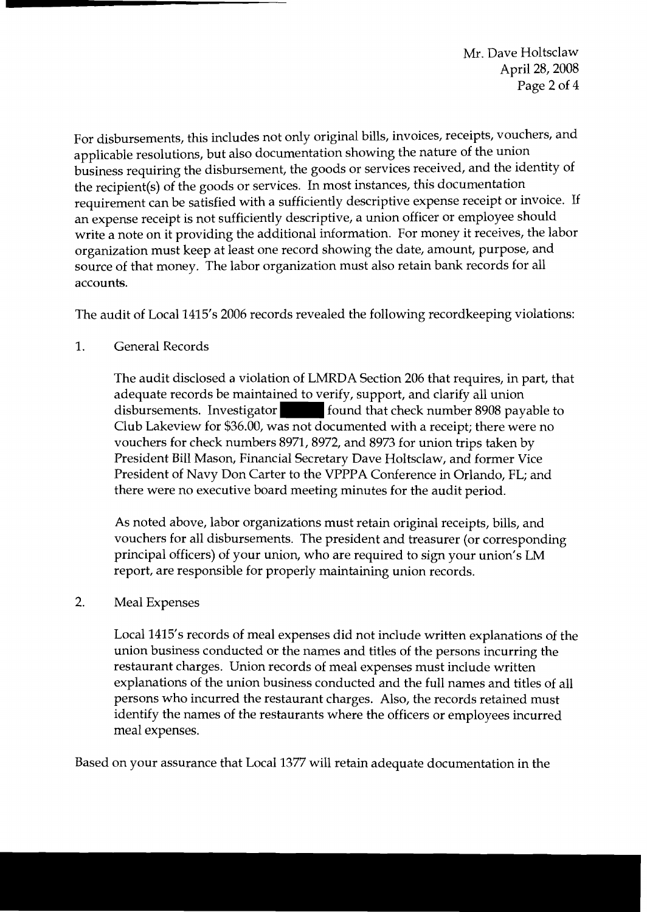For disbursements, this includes not only original bills, invoices, receipts, vouchers, and applicable resolutions, but also documentation showing the nature of the union business requiring the disbursement, the goods or services received, and the identity of the recipient(s) of the goods or services. In most instances, this documentation requirement can be satisfied with a sufficiently descriptive expense receipt or invoice. If an expense receipt is not sufficiently descriptive, a union officer or employee should write a note on it providing the additional information. For money it receives, the labor organization must keep at least one record showing the date, amount, purpose, and source of that money. The labor organization must also retain bank records for all accounts.

The audit of Local 1415's 2006 records revealed the following recordkeeping violations:

1. General Records

   The audit disclosed a violation of LMRDA Section 206 that requires, in part, that adequate records be maintained to verify, support, and clarify all union disbursements. Investigator [redacted] found that check number 8908 payable to Club Lakeview for $36.00, was not documented with a receipt; there were no vouchers for check numbers 8971, 8972, and 8973 for union trips taken by President Bill Mason, Financial Secretary Dave Holtsclaw, and former Vice President of Navy Don Carter to the VPPPA Conference in Orlando, FL; and there were no executive board meeting minutes for the audit period.

   As noted above, labor organizations must retain original receipts, bills, and vouchers for all disbursements. The president and treasurer (or corresponding principal officers) of your union, who are required to sign your union's LM report, are responsible for properly maintaining union records.

2. Meal Expenses

   Local 1415's records of meal expenses did not include written explanations of the union business conducted or the names and titles of the persons incurring the restaurant charges. Union records of meal expenses must include written explanations of the union business conducted and the full names and titles of all persons who incurred the restaurant charges. Also, the records retained must identify the names of the restaurants where the officers or employees incurred meal expenses.

Based on your assurance that Local 1377 will retain adequate documentation in the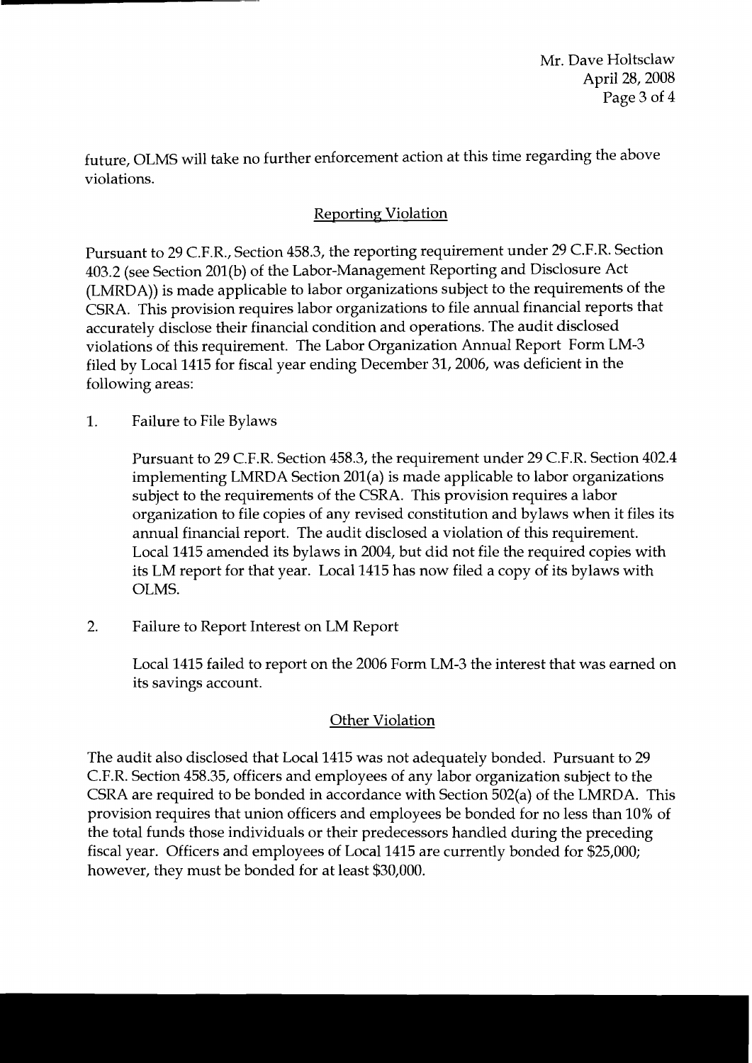future, OLMS will take no further enforcement action at this time regarding the above violations.

## Reporting Violation

Pursuant to 29 C.F.R., Section 458.3, the reporting requirement under 29 C.F.R. Section 403.2 (see Section 201(b) of the Labor-Management Reporting and Disclosure Act (LMRDA)) is made applicable to labor organizations subject to the requirements of the CSRA. This provision requires labor organizations to file annual financial reports that accurately disclose their financial condition and operations. The audit disclosed violations of this requirement. The Labor Organization Annual Report Form LM-3 filed by Local 1415 for fiscal year ending December 31, 2006, was deficient in the following areas:

1. Failure to File Bylaws

   Pursuant to 29 C.F.R. Section 458.3, the requirement under 29 C.F.R. Section 402.4 implementing LMRDA Section 201(a) is made applicable to labor organizations subject to the requirements of the CSRA. This provision requires a labor organization to file copies of any revised constitution and bylaws when it files its annual financial report. The audit disclosed a violation of this requirement. Local 1415 amended its bylaws in 2004, but did not file the required copies with its LM report for that year. Local 1415 has now filed a copy of its bylaws with OLMS.

2. Failure to Report Interest on LM Report

   Local 1415 failed to report on the 2006 Form LM-3 the interest that was earned on its savings account.

## Other Violation

The audit also disclosed that Local 1415 was not adequately bonded. Pursuant to 29 C.F.R. Section 458.35, officers and employees of any labor organization subject to the CSRA are required to be bonded in accordance with Section 502(a) of the LMRDA. This provision requires that union officers and employees be bonded for no less than 10% of the total funds those individuals or their predecessors handled during the preceding fiscal year. Officers and employees of Local 1415 are currently bonded for $25,000; however, they must be bonded for at least $30,000.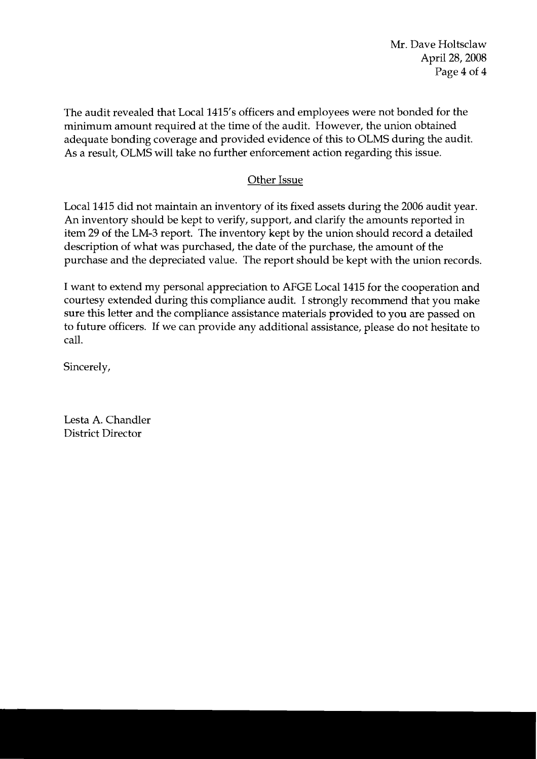The audit revealed that Local 1415's officers and employees were not bonded for the minimum amount required at the time of the audit. However, the union obtained adequate bonding coverage and provided evidence of this to OLMS during the audit. As a result, OLMS will take no further enforcement action regarding this issue.

## Other Issue

Local 1415 did not maintain an inventory of its fixed assets during the 2006 audit year. An inventory should be kept to verify, support, and clarify the amounts reported in item 29 of the LM-3 report. The inventory kept by the union should record a detailed description of what was purchased, the date of the purchase, the amount of the purchase and the depreciated value. The report should be kept with the union records.

I want to extend my personal appreciation to AFGE Local 1415 for the cooperation and courtesy extended during this compliance audit. I strongly recommend that you make sure this letter and the compliance assistance materials provided to you are passed on to future officers. If we can provide any additional assistance, please do not hesitate to call.

Sincerely,

Lesta A. Chandler
District Director